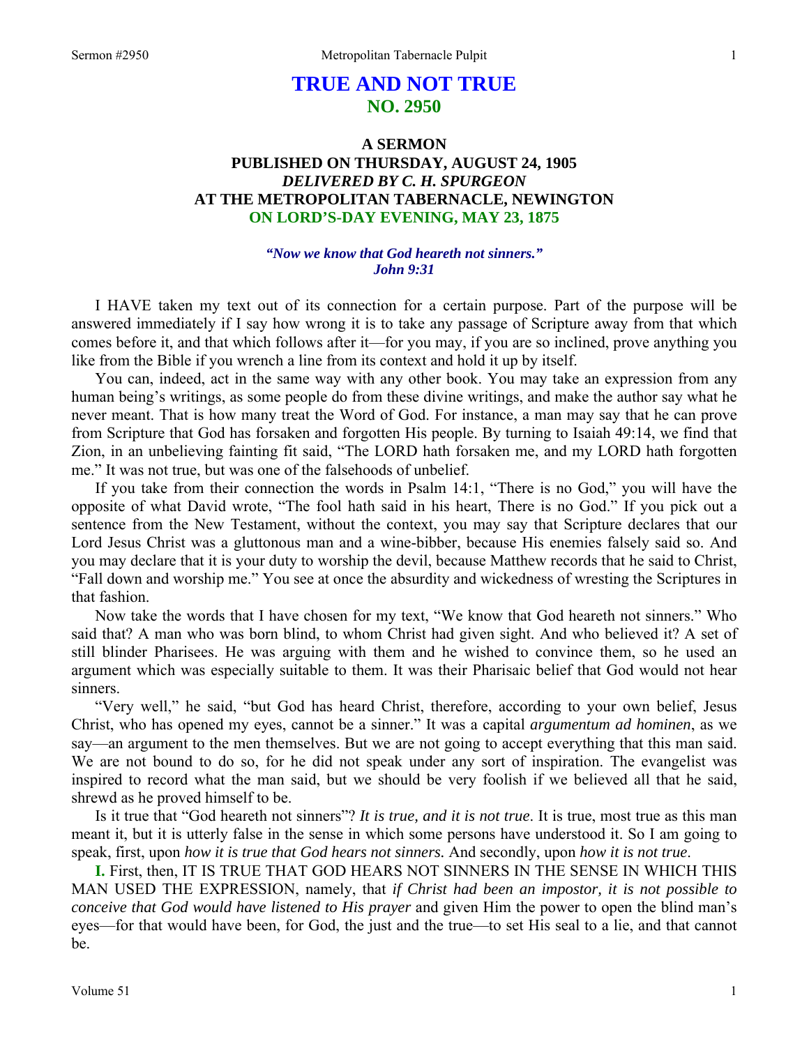# TRUE AND NOT TRUE
## NO. 2950

### A SERMON
### PUBLISHED ON THURSDAY, AUGUST 24, 1905
### *DELIVERED BY C. H. SPURGEON*
### AT THE METROPOLITAN TABERNACLE, NEWINGTON
### ON LORD'S-DAY EVENING, MAY 23, 1875

***"Now we know that God heareth not sinners."***
***John 9:31***

I HAVE taken my text out of its connection for a certain purpose. Part of the purpose will be answered immediately if I say how wrong it is to take any passage of Scripture away from that which comes before it, and that which follows after it—for you may, if you are so inclined, prove anything you like from the Bible if you wrench a line from its context and hold it up by itself.

You can, indeed, act in the same way with any other book. You may take an expression from any human being's writings, as some people do from these divine writings, and make the author say what he never meant. That is how many treat the Word of God. For instance, a man may say that he can prove from Scripture that God has forsaken and forgotten His people. By turning to Isaiah 49:14, we find that Zion, in an unbelieving fainting fit said, "The LORD hath forsaken me, and my LORD hath forgotten me." It was not true, but was one of the falsehoods of unbelief.

If you take from their connection the words in Psalm 14:1, "There is no God," you will have the opposite of what David wrote, "The fool hath said in his heart, There is no God." If you pick out a sentence from the New Testament, without the context, you may say that Scripture declares that our Lord Jesus Christ was a gluttonous man and a wine-bibber, because His enemies falsely said so. And you may declare that it is your duty to worship the devil, because Matthew records that he said to Christ, "Fall down and worship me." You see at once the absurdity and wickedness of wresting the Scriptures in that fashion.

Now take the words that I have chosen for my text, "We know that God heareth not sinners." Who said that? A man who was born blind, to whom Christ had given sight. And who believed it? A set of still blinder Pharisees. He was arguing with them and he wished to convince them, so he used an argument which was especially suitable to them. It was their Pharisaic belief that God would not hear sinners.

"Very well," he said, "but God has heard Christ, therefore, according to your own belief, Jesus Christ, who has opened my eyes, cannot be a sinner." It was a capital *argumentum ad hominen*, as we say—an argument to the men themselves. But we are not going to accept everything that this man said. We are not bound to do so, for he did not speak under any sort of inspiration. The evangelist was inspired to record what the man said, but we should be very foolish if we believed all that he said, shrewd as he proved himself to be.

Is it true that "God heareth not sinners"? *It is true, and it is not true*. It is true, most true as this man meant it, but it is utterly false in the sense in which some persons have understood it. So I am going to speak, first, upon *how it is true that God hears not sinners.* And secondly, upon *how it is not true*.

**I.** First, then, IT IS TRUE THAT GOD HEARS NOT SINNERS IN THE SENSE IN WHICH THIS MAN USED THE EXPRESSION, namely, that *if Christ had been an impostor, it is not possible to conceive that God would have listened to His prayer* and given Him the power to open the blind man's eyes—for that would have been, for God, the just and the true—to set His seal to a lie, and that cannot be.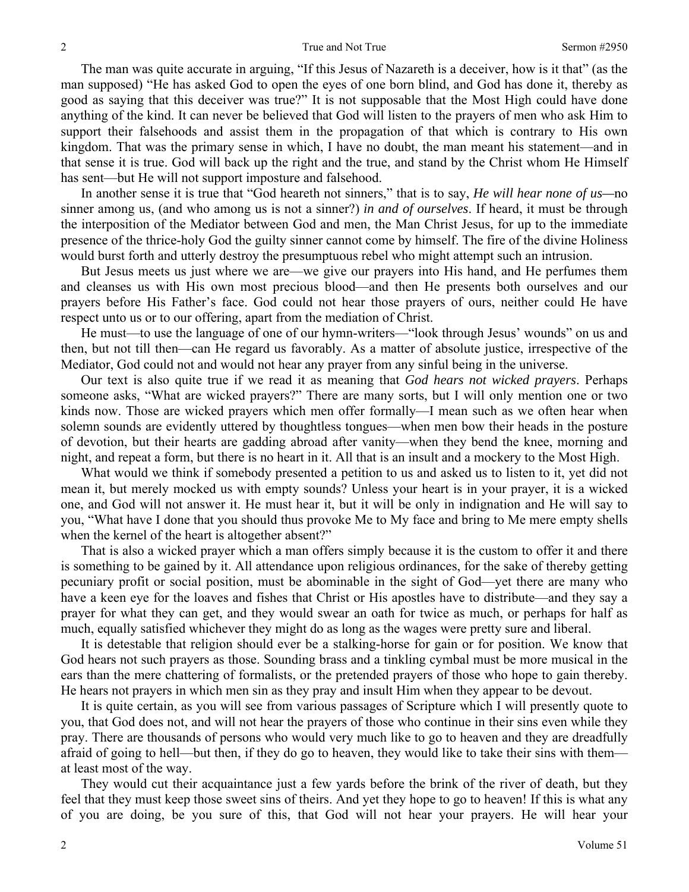The man was quite accurate in arguing, "If this Jesus of Nazareth is a deceiver, how is it that" (as the man supposed) "He has asked God to open the eyes of one born blind, and God has done it, thereby as good as saying that this deceiver was true?" It is not supposable that the Most High could have done anything of the kind. It can never be believed that God will listen to the prayers of men who ask Him to support their falsehoods and assist them in the propagation of that which is contrary to His own kingdom. That was the primary sense in which, I have no doubt, the man meant his statement—and in that sense it is true. God will back up the right and the true, and stand by the Christ whom He Himself has sent—but He will not support imposture and falsehood.

In another sense it is true that "God heareth not sinners," that is to say, *He will hear none of us*—no sinner among us, (and who among us is not a sinner?) *in and of ourselves*. If heard, it must be through the interposition of the Mediator between God and men, the Man Christ Jesus, for up to the immediate presence of the thrice-holy God the guilty sinner cannot come by himself. The fire of the divine Holiness would burst forth and utterly destroy the presumptuous rebel who might attempt such an intrusion.

But Jesus meets us just where we are—we give our prayers into His hand, and He perfumes them and cleanses us with His own most precious blood—and then He presents both ourselves and our prayers before His Father's face. God could not hear those prayers of ours, neither could He have respect unto us or to our offering, apart from the mediation of Christ.

He must—to use the language of one of our hymn-writers—"look through Jesus' wounds" on us and then, but not till then—can He regard us favorably. As a matter of absolute justice, irrespective of the Mediator, God could not and would not hear any prayer from any sinful being in the universe.

Our text is also quite true if we read it as meaning that *God hears not wicked prayers*. Perhaps someone asks, "What are wicked prayers?" There are many sorts, but I will only mention one or two kinds now. Those are wicked prayers which men offer formally—I mean such as we often hear when solemn sounds are evidently uttered by thoughtless tongues—when men bow their heads in the posture of devotion, but their hearts are gadding abroad after vanity—when they bend the knee, morning and night, and repeat a form, but there is no heart in it. All that is an insult and a mockery to the Most High.

What would we think if somebody presented a petition to us and asked us to listen to it, yet did not mean it, but merely mocked us with empty sounds? Unless your heart is in your prayer, it is a wicked one, and God will not answer it. He must hear it, but it will be only in indignation and He will say to you, "What have I done that you should thus provoke Me to My face and bring to Me mere empty shells when the kernel of the heart is altogether absent?"

That is also a wicked prayer which a man offers simply because it is the custom to offer it and there is something to be gained by it. All attendance upon religious ordinances, for the sake of thereby getting pecuniary profit or social position, must be abominable in the sight of God—yet there are many who have a keen eye for the loaves and fishes that Christ or His apostles have to distribute—and they say a prayer for what they can get, and they would swear an oath for twice as much, or perhaps for half as much, equally satisfied whichever they might do as long as the wages were pretty sure and liberal.

It is detestable that religion should ever be a stalking-horse for gain or for position. We know that God hears not such prayers as those. Sounding brass and a tinkling cymbal must be more musical in the ears than the mere chattering of formalists, or the pretended prayers of those who hope to gain thereby. He hears not prayers in which men sin as they pray and insult Him when they appear to be devout.

It is quite certain, as you will see from various passages of Scripture which I will presently quote to you, that God does not, and will not hear the prayers of those who continue in their sins even while they pray. There are thousands of persons who would very much like to go to heaven and they are dreadfully afraid of going to hell—but then, if they do go to heaven, they would like to take their sins with them—at least most of the way.

They would cut their acquaintance just a few yards before the brink of the river of death, but they feel that they must keep those sweet sins of theirs. And yet they hope to go to heaven! If this is what any of you are doing, be you sure of this, that God will not hear your prayers. He will hear your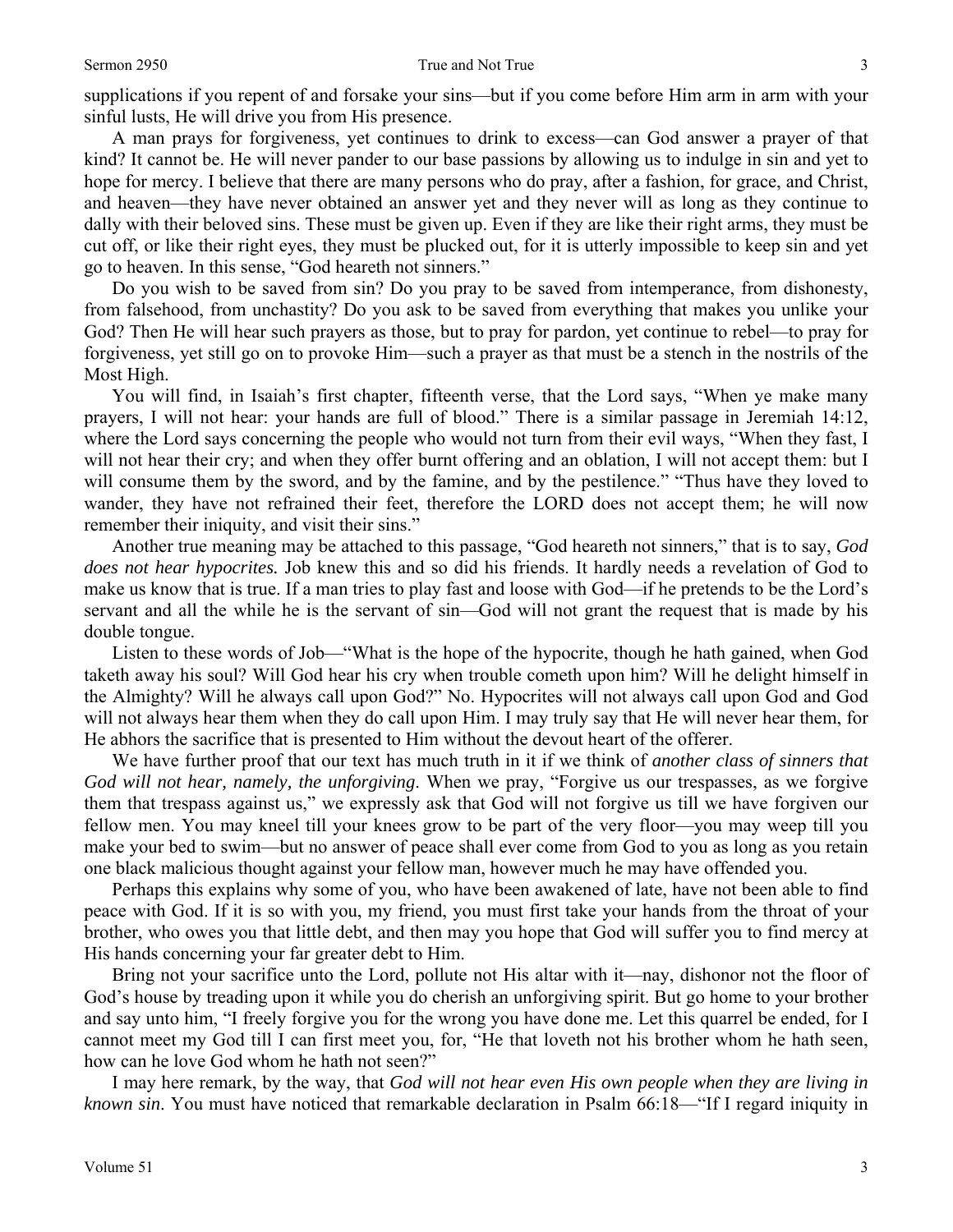supplications if you repent of and forsake your sins—but if you come before Him arm in arm with your sinful lusts, He will drive you from His presence.

A man prays for forgiveness, yet continues to drink to excess—can God answer a prayer of that kind? It cannot be. He will never pander to our base passions by allowing us to indulge in sin and yet to hope for mercy. I believe that there are many persons who do pray, after a fashion, for grace, and Christ, and heaven—they have never obtained an answer yet and they never will as long as they continue to dally with their beloved sins. These must be given up. Even if they are like their right arms, they must be cut off, or like their right eyes, they must be plucked out, for it is utterly impossible to keep sin and yet go to heaven. In this sense, "God heareth not sinners."

Do you wish to be saved from sin? Do you pray to be saved from intemperance, from dishonesty, from falsehood, from unchastity? Do you ask to be saved from everything that makes you unlike your God? Then He will hear such prayers as those, but to pray for pardon, yet continue to rebel—to pray for forgiveness, yet still go on to provoke Him—such a prayer as that must be a stench in the nostrils of the Most High.

You will find, in Isaiah's first chapter, fifteenth verse, that the Lord says, "When ye make many prayers, I will not hear: your hands are full of blood." There is a similar passage in Jeremiah 14:12, where the Lord says concerning the people who would not turn from their evil ways, "When they fast, I will not hear their cry; and when they offer burnt offering and an oblation, I will not accept them: but I will consume them by the sword, and by the famine, and by the pestilence." "Thus have they loved to wander, they have not refrained their feet, therefore the LORD does not accept them; he will now remember their iniquity, and visit their sins."

Another true meaning may be attached to this passage, "God heareth not sinners," that is to say, *God does not hear hypocrites.* Job knew this and so did his friends. It hardly needs a revelation of God to make us know that is true. If a man tries to play fast and loose with God—if he pretends to be the Lord's servant and all the while he is the servant of sin—God will not grant the request that is made by his double tongue.

Listen to these words of Job—"What is the hope of the hypocrite, though he hath gained, when God taketh away his soul? Will God hear his cry when trouble cometh upon him? Will he delight himself in the Almighty? Will he always call upon God?" No. Hypocrites will not always call upon God and God will not always hear them when they do call upon Him. I may truly say that He will never hear them, for He abhors the sacrifice that is presented to Him without the devout heart of the offerer.

We have further proof that our text has much truth in it if we think of *another class of sinners that God will not hear, namely, the unforgiving*. When we pray, "Forgive us our trespasses, as we forgive them that trespass against us," we expressly ask that God will not forgive us till we have forgiven our fellow men. You may kneel till your knees grow to be part of the very floor—you may weep till you make your bed to swim—but no answer of peace shall ever come from God to you as long as you retain one black malicious thought against your fellow man, however much he may have offended you.

Perhaps this explains why some of you, who have been awakened of late, have not been able to find peace with God. If it is so with you, my friend, you must first take your hands from the throat of your brother, who owes you that little debt, and then may you hope that God will suffer you to find mercy at His hands concerning your far greater debt to Him.

Bring not your sacrifice unto the Lord, pollute not His altar with it—nay, dishonor not the floor of God's house by treading upon it while you do cherish an unforgiving spirit. But go home to your brother and say unto him, "I freely forgive you for the wrong you have done me. Let this quarrel be ended, for I cannot meet my God till I can first meet you, for, "He that loveth not his brother whom he hath seen, how can he love God whom he hath not seen?"

I may here remark, by the way, that *God will not hear even His own people when they are living in known sin*. You must have noticed that remarkable declaration in Psalm 66:18—"If I regard iniquity in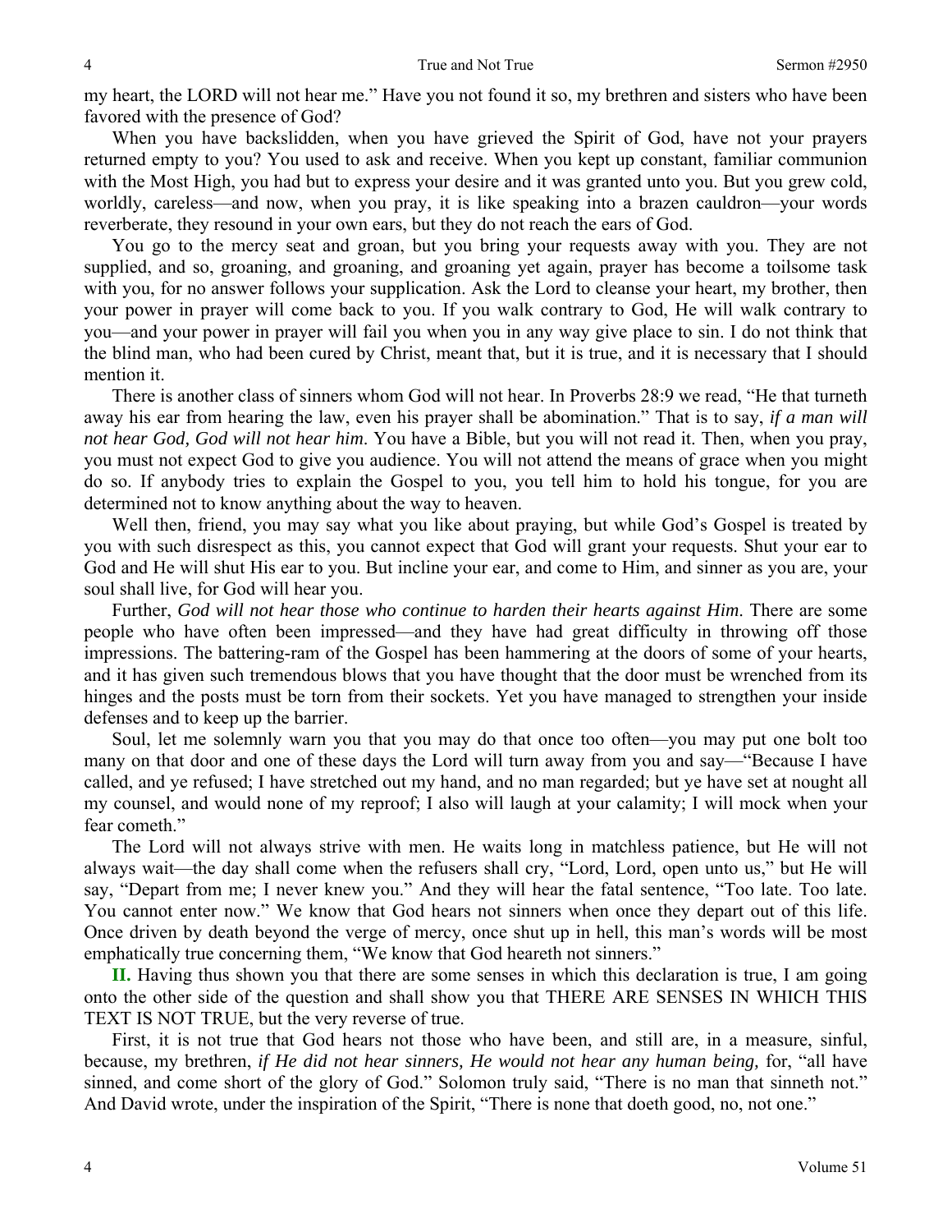my heart, the LORD will not hear me." Have you not found it so, my brethren and sisters who have been favored with the presence of God?

When you have backslidden, when you have grieved the Spirit of God, have not your prayers returned empty to you? You used to ask and receive. When you kept up constant, familiar communion with the Most High, you had but to express your desire and it was granted unto you. But you grew cold, worldly, careless—and now, when you pray, it is like speaking into a brazen cauldron—your words reverberate, they resound in your own ears, but they do not reach the ears of God.

You go to the mercy seat and groan, but you bring your requests away with you. They are not supplied, and so, groaning, and groaning, and groaning yet again, prayer has become a toilsome task with you, for no answer follows your supplication. Ask the Lord to cleanse your heart, my brother, then your power in prayer will come back to you. If you walk contrary to God, He will walk contrary to you—and your power in prayer will fail you when you in any way give place to sin. I do not think that the blind man, who had been cured by Christ, meant that, but it is true, and it is necessary that I should mention it.

There is another class of sinners whom God will not hear. In Proverbs 28:9 we read, "He that turneth away his ear from hearing the law, even his prayer shall be abomination." That is to say, *if a man will not hear God, God will not hear him*. You have a Bible, but you will not read it. Then, when you pray, you must not expect God to give you audience. You will not attend the means of grace when you might do so. If anybody tries to explain the Gospel to you, you tell him to hold his tongue, for you are determined not to know anything about the way to heaven.

Well then, friend, you may say what you like about praying, but while God's Gospel is treated by you with such disrespect as this, you cannot expect that God will grant your requests. Shut your ear to God and He will shut His ear to you. But incline your ear, and come to Him, and sinner as you are, your soul shall live, for God will hear you.

Further, *God will not hear those who continue to harden their hearts against Him*. There are some people who have often been impressed—and they have had great difficulty in throwing off those impressions. The battering-ram of the Gospel has been hammering at the doors of some of your hearts, and it has given such tremendous blows that you have thought that the door must be wrenched from its hinges and the posts must be torn from their sockets. Yet you have managed to strengthen your inside defenses and to keep up the barrier.

Soul, let me solemnly warn you that you may do that once too often—you may put one bolt too many on that door and one of these days the Lord will turn away from you and say—"Because I have called, and ye refused; I have stretched out my hand, and no man regarded; but ye have set at nought all my counsel, and would none of my reproof; I also will laugh at your calamity; I will mock when your fear cometh."

The Lord will not always strive with men. He waits long in matchless patience, but He will not always wait—the day shall come when the refusers shall cry, "Lord, Lord, open unto us," but He will say, "Depart from me; I never knew you." And they will hear the fatal sentence, "Too late. Too late. You cannot enter now." We know that God hears not sinners when once they depart out of this life. Once driven by death beyond the verge of mercy, once shut up in hell, this man's words will be most emphatically true concerning them, "We know that God heareth not sinners."

**II.** Having thus shown you that there are some senses in which this declaration is true, I am going onto the other side of the question and shall show you that THERE ARE SENSES IN WHICH THIS TEXT IS NOT TRUE, but the very reverse of true.

First, it is not true that God hears not those who have been, and still are, in a measure, sinful, because, my brethren, *if He did not hear sinners, He would not hear any human being,* for, "all have sinned, and come short of the glory of God." Solomon truly said, "There is no man that sinneth not." And David wrote, under the inspiration of the Spirit, "There is none that doeth good, no, not one."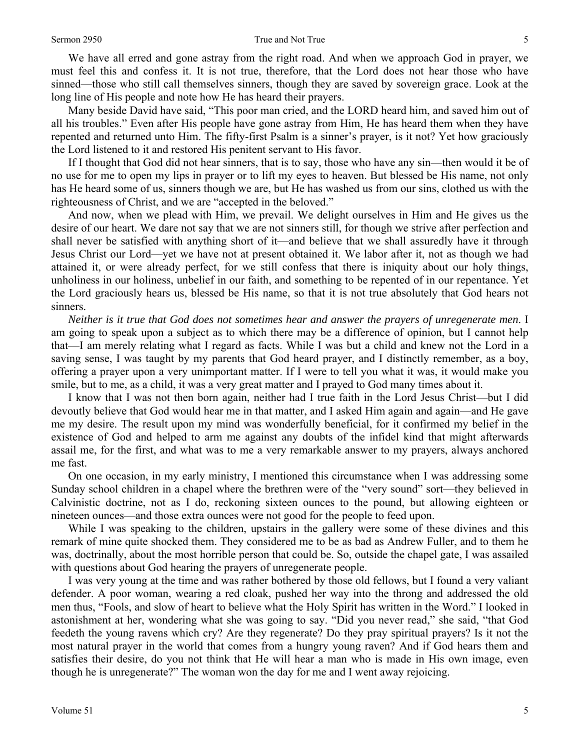We have all erred and gone astray from the right road. And when we approach God in prayer, we must feel this and confess it. It is not true, therefore, that the Lord does not hear those who have sinned—those who still call themselves sinners, though they are saved by sovereign grace. Look at the long line of His people and note how He has heard their prayers.

Many beside David have said, "This poor man cried, and the LORD heard him, and saved him out of all his troubles." Even after His people have gone astray from Him, He has heard them when they have repented and returned unto Him. The fifty-first Psalm is a sinner's prayer, is it not? Yet how graciously the Lord listened to it and restored His penitent servant to His favor.

If I thought that God did not hear sinners, that is to say, those who have any sin—then would it be of no use for me to open my lips in prayer or to lift my eyes to heaven. But blessed be His name, not only has He heard some of us, sinners though we are, but He has washed us from our sins, clothed us with the righteousness of Christ, and we are "accepted in the beloved."

And now, when we plead with Him, we prevail. We delight ourselves in Him and He gives us the desire of our heart. We dare not say that we are not sinners still, for though we strive after perfection and shall never be satisfied with anything short of it—and believe that we shall assuredly have it through Jesus Christ our Lord—yet we have not at present obtained it. We labor after it, not as though we had attained it, or were already perfect, for we still confess that there is iniquity about our holy things, unholiness in our holiness, unbelief in our faith, and something to be repented of in our repentance. Yet the Lord graciously hears us, blessed be His name, so that it is not true absolutely that God hears not sinners.

*Neither is it true that God does not sometimes hear and answer the prayers of unregenerate men*. I am going to speak upon a subject as to which there may be a difference of opinion, but I cannot help that—I am merely relating what I regard as facts. While I was but a child and knew not the Lord in a saving sense, I was taught by my parents that God heard prayer, and I distinctly remember, as a boy, offering a prayer upon a very unimportant matter. If I were to tell you what it was, it would make you smile, but to me, as a child, it was a very great matter and I prayed to God many times about it.

I know that I was not then born again, neither had I true faith in the Lord Jesus Christ—but I did devoutly believe that God would hear me in that matter, and I asked Him again and again—and He gave me my desire. The result upon my mind was wonderfully beneficial, for it confirmed my belief in the existence of God and helped to arm me against any doubts of the infidel kind that might afterwards assail me, for the first, and what was to me a very remarkable answer to my prayers, always anchored me fast.

On one occasion, in my early ministry, I mentioned this circumstance when I was addressing some Sunday school children in a chapel where the brethren were of the "very sound" sort—they believed in Calvinistic doctrine, not as I do, reckoning sixteen ounces to the pound, but allowing eighteen or nineteen ounces—and those extra ounces were not good for the people to feed upon.

While I was speaking to the children, upstairs in the gallery were some of these divines and this remark of mine quite shocked them. They considered me to be as bad as Andrew Fuller, and to them he was, doctrinally, about the most horrible person that could be. So, outside the chapel gate, I was assailed with questions about God hearing the prayers of unregenerate people.

I was very young at the time and was rather bothered by those old fellows, but I found a very valiant defender. A poor woman, wearing a red cloak, pushed her way into the throng and addressed the old men thus, "Fools, and slow of heart to believe what the Holy Spirit has written in the Word." I looked in astonishment at her, wondering what she was going to say. "Did you never read," she said, "that God feedeth the young ravens which cry? Are they regenerate? Do they pray spiritual prayers? Is it not the most natural prayer in the world that comes from a hungry young raven? And if God hears them and satisfies their desire, do you not think that He will hear a man who is made in His own image, even though he is unregenerate?" The woman won the day for me and I went away rejoicing.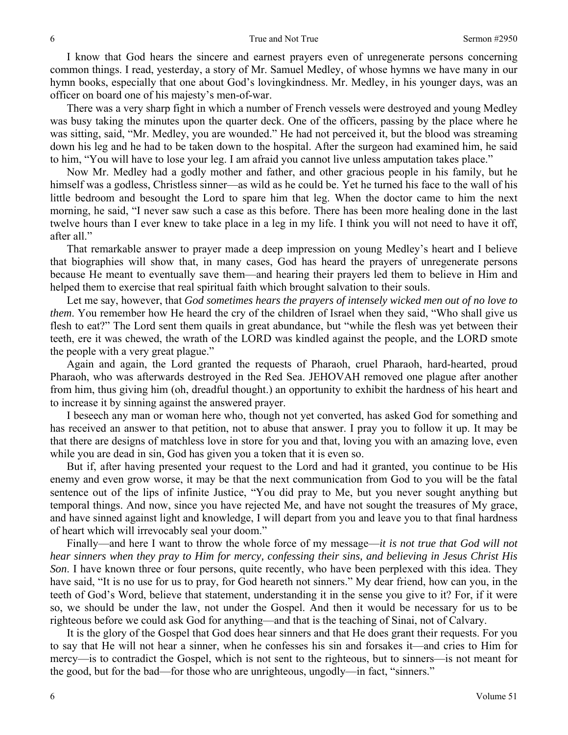I know that God hears the sincere and earnest prayers even of unregenerate persons concerning common things. I read, yesterday, a story of Mr. Samuel Medley, of whose hymns we have many in our hymn books, especially that one about God's lovingkindness. Mr. Medley, in his younger days, was an officer on board one of his majesty's men-of-war.

There was a very sharp fight in which a number of French vessels were destroyed and young Medley was busy taking the minutes upon the quarter deck. One of the officers, passing by the place where he was sitting, said, "Mr. Medley, you are wounded." He had not perceived it, but the blood was streaming down his leg and he had to be taken down to the hospital. After the surgeon had examined him, he said to him, "You will have to lose your leg. I am afraid you cannot live unless amputation takes place."

Now Mr. Medley had a godly mother and father, and other gracious people in his family, but he himself was a godless, Christless sinner—as wild as he could be. Yet he turned his face to the wall of his little bedroom and besought the Lord to spare him that leg. When the doctor came to him the next morning, he said, "I never saw such a case as this before. There has been more healing done in the last twelve hours than I ever knew to take place in a leg in my life. I think you will not need to have it off, after all."

That remarkable answer to prayer made a deep impression on young Medley's heart and I believe that biographies will show that, in many cases, God has heard the prayers of unregenerate persons because He meant to eventually save them—and hearing their prayers led them to believe in Him and helped them to exercise that real spiritual faith which brought salvation to their souls.

Let me say, however, that *God sometimes hears the prayers of intensely wicked men out of no love to them*. You remember how He heard the cry of the children of Israel when they said, "Who shall give us flesh to eat?" The Lord sent them quails in great abundance, but "while the flesh was yet between their teeth, ere it was chewed, the wrath of the LORD was kindled against the people, and the LORD smote the people with a very great plague."

Again and again, the Lord granted the requests of Pharaoh, cruel Pharaoh, hard-hearted, proud Pharaoh, who was afterwards destroyed in the Red Sea. JEHOVAH removed one plague after another from him, thus giving him (oh, dreadful thought.) an opportunity to exhibit the hardness of his heart and to increase it by sinning against the answered prayer.

I beseech any man or woman here who, though not yet converted, has asked God for something and has received an answer to that petition, not to abuse that answer. I pray you to follow it up. It may be that there are designs of matchless love in store for you and that, loving you with an amazing love, even while you are dead in sin, God has given you a token that it is even so.

But if, after having presented your request to the Lord and had it granted, you continue to be His enemy and even grow worse, it may be that the next communication from God to you will be the fatal sentence out of the lips of infinite Justice, "You did pray to Me, but you never sought anything but temporal things. And now, since you have rejected Me, and have not sought the treasures of My grace, and have sinned against light and knowledge, I will depart from you and leave you to that final hardness of heart which will irrevocably seal your doom."

Finally—and here I want to throw the whole force of my message—*it is not true that God will not hear sinners when they pray to Him for mercy, confessing their sins, and believing in Jesus Christ His Son*. I have known three or four persons, quite recently, who have been perplexed with this idea. They have said, "It is no use for us to pray, for God heareth not sinners." My dear friend, how can you, in the teeth of God's Word, believe that statement, understanding it in the sense you give to it? For, if it were so, we should be under the law, not under the Gospel. And then it would be necessary for us to be righteous before we could ask God for anything—and that is the teaching of Sinai, not of Calvary.

It is the glory of the Gospel that God does hear sinners and that He does grant their requests. For you to say that He will not hear a sinner, when he confesses his sin and forsakes it—and cries to Him for mercy—is to contradict the Gospel, which is not sent to the righteous, but to sinners—is not meant for the good, but for the bad—for those who are unrighteous, ungodly—in fact, "sinners."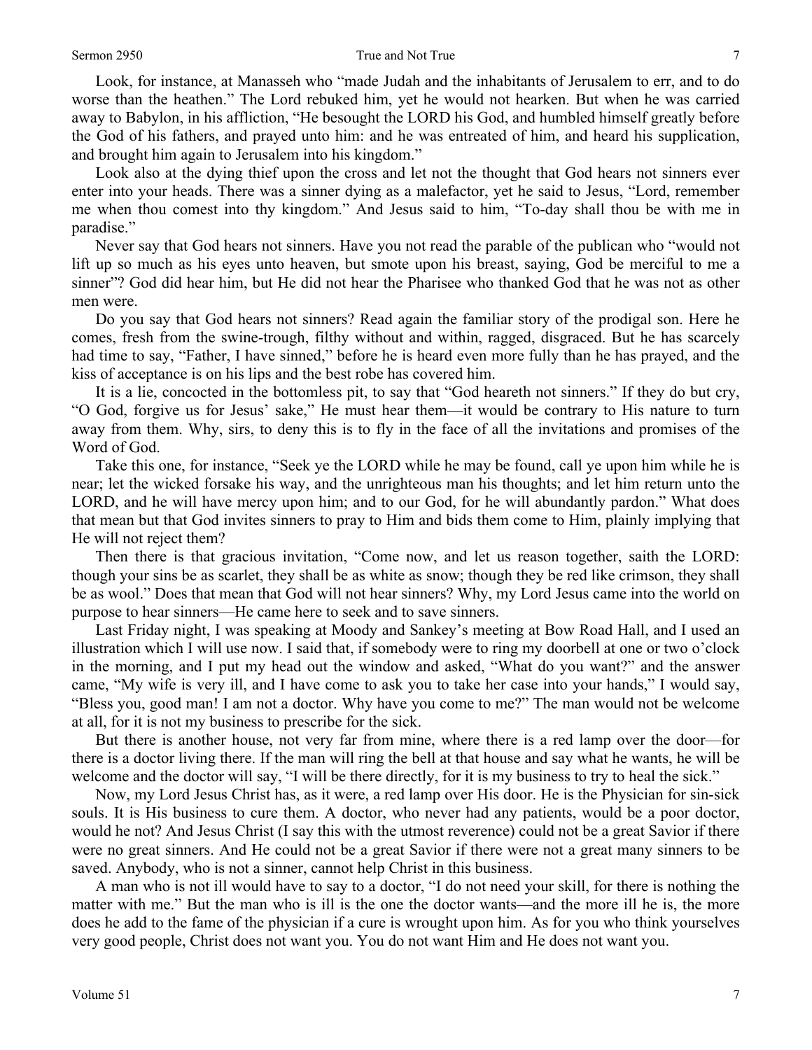Look, for instance, at Manasseh who "made Judah and the inhabitants of Jerusalem to err, and to do worse than the heathen." The Lord rebuked him, yet he would not hearken. But when he was carried away to Babylon, in his affliction, "He besought the LORD his God, and humbled himself greatly before the God of his fathers, and prayed unto him: and he was entreated of him, and heard his supplication, and brought him again to Jerusalem into his kingdom."

Look also at the dying thief upon the cross and let not the thought that God hears not sinners ever enter into your heads. There was a sinner dying as a malefactor, yet he said to Jesus, "Lord, remember me when thou comest into thy kingdom." And Jesus said to him, "To-day shall thou be with me in paradise."

Never say that God hears not sinners. Have you not read the parable of the publican who "would not lift up so much as his eyes unto heaven, but smote upon his breast, saying, God be merciful to me a sinner"? God did hear him, but He did not hear the Pharisee who thanked God that he was not as other men were.

Do you say that God hears not sinners? Read again the familiar story of the prodigal son. Here he comes, fresh from the swine-trough, filthy without and within, ragged, disgraced. But he has scarcely had time to say, "Father, I have sinned," before he is heard even more fully than he has prayed, and the kiss of acceptance is on his lips and the best robe has covered him.

It is a lie, concocted in the bottomless pit, to say that "God heareth not sinners." If they do but cry, "O God, forgive us for Jesus' sake," He must hear them—it would be contrary to His nature to turn away from them. Why, sirs, to deny this is to fly in the face of all the invitations and promises of the Word of God.

Take this one, for instance, "Seek ye the LORD while he may be found, call ye upon him while he is near; let the wicked forsake his way, and the unrighteous man his thoughts; and let him return unto the LORD, and he will have mercy upon him; and to our God, for he will abundantly pardon." What does that mean but that God invites sinners to pray to Him and bids them come to Him, plainly implying that He will not reject them?

Then there is that gracious invitation, "Come now, and let us reason together, saith the LORD: though your sins be as scarlet, they shall be as white as snow; though they be red like crimson, they shall be as wool." Does that mean that God will not hear sinners? Why, my Lord Jesus came into the world on purpose to hear sinners—He came here to seek and to save sinners.

Last Friday night, I was speaking at Moody and Sankey's meeting at Bow Road Hall, and I used an illustration which I will use now. I said that, if somebody were to ring my doorbell at one or two o'clock in the morning, and I put my head out the window and asked, "What do you want?" and the answer came, "My wife is very ill, and I have come to ask you to take her case into your hands," I would say, "Bless you, good man! I am not a doctor. Why have you come to me?" The man would not be welcome at all, for it is not my business to prescribe for the sick.

But there is another house, not very far from mine, where there is a red lamp over the door—for there is a doctor living there. If the man will ring the bell at that house and say what he wants, he will be welcome and the doctor will say, "I will be there directly, for it is my business to try to heal the sick."

Now, my Lord Jesus Christ has, as it were, a red lamp over His door. He is the Physician for sin-sick souls. It is His business to cure them. A doctor, who never had any patients, would be a poor doctor, would he not? And Jesus Christ (I say this with the utmost reverence) could not be a great Savior if there were no great sinners. And He could not be a great Savior if there were not a great many sinners to be saved. Anybody, who is not a sinner, cannot help Christ in this business.

A man who is not ill would have to say to a doctor, "I do not need your skill, for there is nothing the matter with me." But the man who is ill is the one the doctor wants—and the more ill he is, the more does he add to the fame of the physician if a cure is wrought upon him. As for you who think yourselves very good people, Christ does not want you. You do not want Him and He does not want you.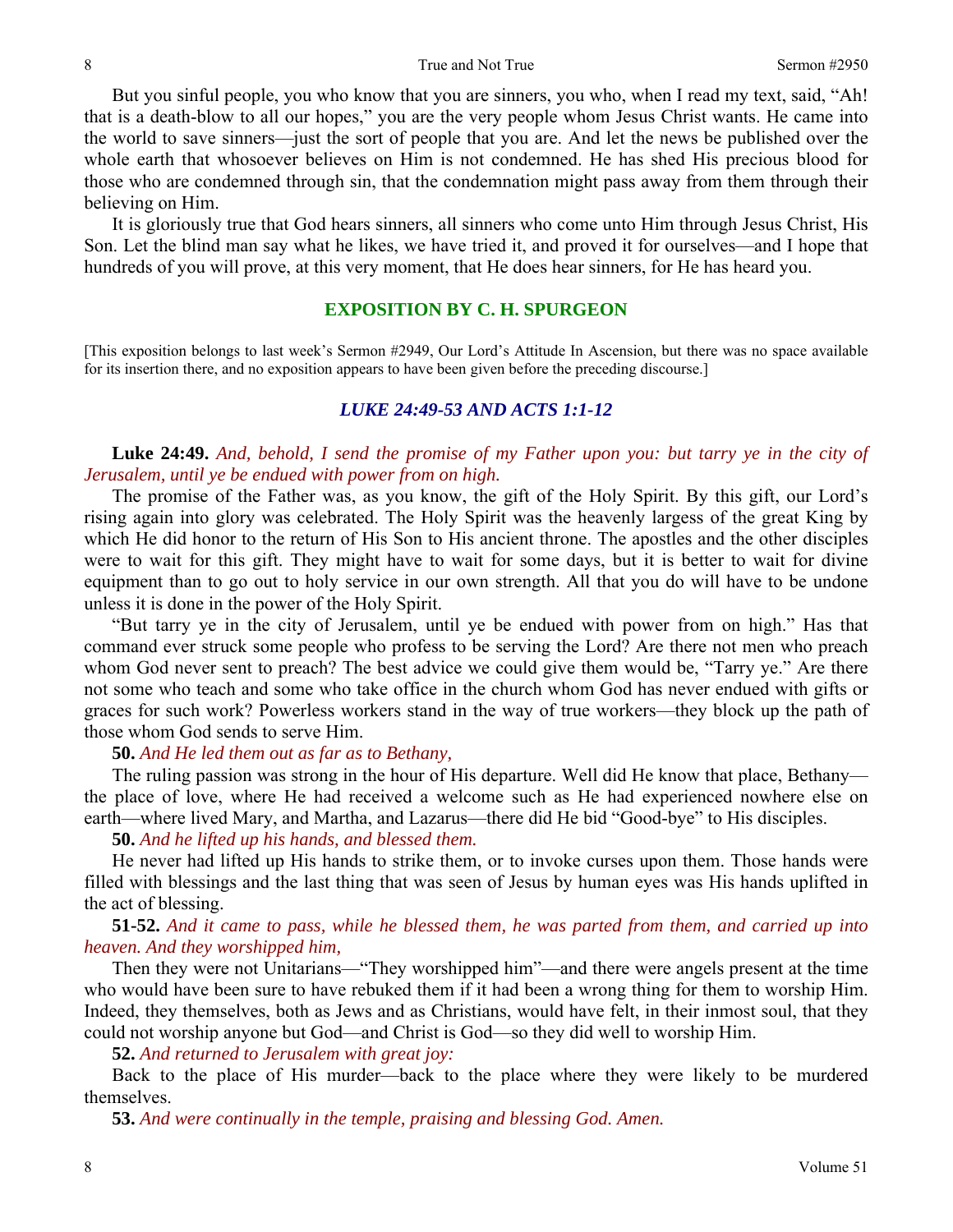But you sinful people, you who know that you are sinners, you who, when I read my text, said, "Ah! that is a death-blow to all our hopes," you are the very people whom Jesus Christ wants. He came into the world to save sinners—just the sort of people that you are. And let the news be published over the whole earth that whosoever believes on Him is not condemned. He has shed His precious blood for those who are condemned through sin, that the condemnation might pass away from them through their believing on Him.

It is gloriously true that God hears sinners, all sinners who come unto Him through Jesus Christ, His Son. Let the blind man say what he likes, we have tried it, and proved it for ourselves—and I hope that hundreds of you will prove, at this very moment, that He does hear sinners, for He has heard you.

## EXPOSITION BY C. H. SPURGEON

[This exposition belongs to last week's Sermon #2949, Our Lord's Attitude In Ascension, but there was no space available for its insertion there, and no exposition appears to have been given before the preceding discourse.]

### *LUKE 24:49-53 AND ACTS 1:1-12*

**Luke 24:49.** *And, behold, I send the promise of my Father upon you: but tarry ye in the city of Jerusalem, until ye be endued with power from on high.*

The promise of the Father was, as you know, the gift of the Holy Spirit. By this gift, our Lord's rising again into glory was celebrated. The Holy Spirit was the heavenly largess of the great King by which He did honor to the return of His Son to His ancient throne. The apostles and the other disciples were to wait for this gift. They might have to wait for some days, but it is better to wait for divine equipment than to go out to holy service in our own strength. All that you do will have to be undone unless it is done in the power of the Holy Spirit.

"But tarry ye in the city of Jerusalem, until ye be endued with power from on high." Has that command ever struck some people who profess to be serving the Lord? Are there not men who preach whom God never sent to preach? The best advice we could give them would be, "Tarry ye." Are there not some who teach and some who take office in the church whom God has never endued with gifts or graces for such work? Powerless workers stand in the way of true workers—they block up the path of those whom God sends to serve Him.

**50.** *And He led them out as far as to Bethany,*

The ruling passion was strong in the hour of His departure. Well did He know that place, Bethany—the place of love, where He had received a welcome such as He had experienced nowhere else on earth—where lived Mary, and Martha, and Lazarus—there did He bid "Good-bye" to His disciples.

**50.** *And he lifted up his hands, and blessed them.*

He never had lifted up His hands to strike them, or to invoke curses upon them. Those hands were filled with blessings and the last thing that was seen of Jesus by human eyes was His hands uplifted in the act of blessing.

**51-52.** *And it came to pass, while he blessed them, he was parted from them, and carried up into heaven. And they worshipped him,*

Then they were not Unitarians—"They worshipped him"—and there were angels present at the time who would have been sure to have rebuked them if it had been a wrong thing for them to worship Him. Indeed, they themselves, both as Jews and as Christians, would have felt, in their inmost soul, that they could not worship anyone but God—and Christ is God—so they did well to worship Him.

**52.** *And returned to Jerusalem with great joy:*

Back to the place of His murder—back to the place where they were likely to be murdered themselves.

**53.** *And were continually in the temple, praising and blessing God. Amen.*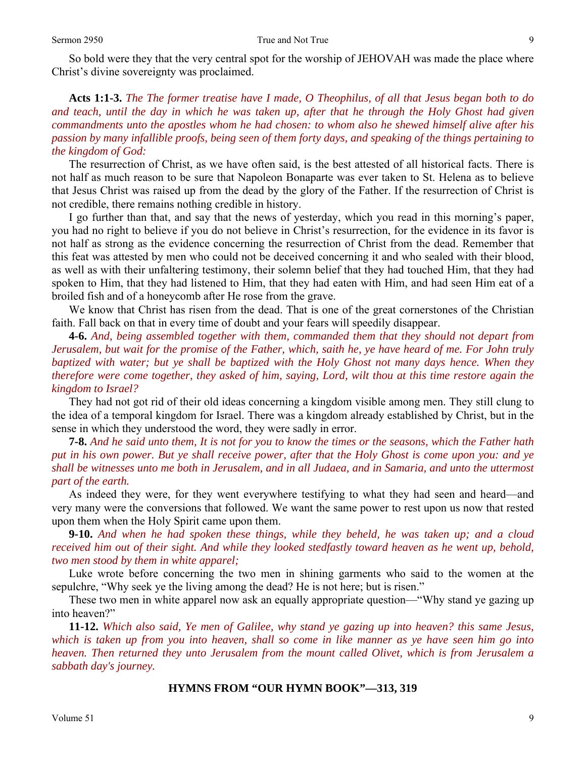So bold were they that the very central spot for the worship of JEHOVAH was made the place where Christ's divine sovereignty was proclaimed.

**Acts 1:1-3.** *The The former treatise have I made, O Theophilus, of all that Jesus began both to do and teach, until the day in which he was taken up, after that he through the Holy Ghost had given commandments unto the apostles whom he had chosen: to whom also he shewed himself alive after his passion by many infallible proofs, being seen of them forty days, and speaking of the things pertaining to the kingdom of God:*

The resurrection of Christ, as we have often said, is the best attested of all historical facts. There is not half as much reason to be sure that Napoleon Bonaparte was ever taken to St. Helena as to believe that Jesus Christ was raised up from the dead by the glory of the Father. If the resurrection of Christ is not credible, there remains nothing credible in history.

I go further than that, and say that the news of yesterday, which you read in this morning's paper, you had no right to believe if you do not believe in Christ's resurrection, for the evidence in its favor is not half as strong as the evidence concerning the resurrection of Christ from the dead. Remember that this feat was attested by men who could not be deceived concerning it and who sealed with their blood, as well as with their unfaltering testimony, their solemn belief that they had touched Him, that they had spoken to Him, that they had listened to Him, that they had eaten with Him, and had seen Him eat of a broiled fish and of a honeycomb after He rose from the grave.

We know that Christ has risen from the dead. That is one of the great cornerstones of the Christian faith. Fall back on that in every time of doubt and your fears will speedily disappear.

**4-6.** *And, being assembled together with them, commanded them that they should not depart from Jerusalem, but wait for the promise of the Father, which, saith he, ye have heard of me. For John truly baptized with water; but ye shall be baptized with the Holy Ghost not many days hence. When they therefore were come together, they asked of him, saying, Lord, wilt thou at this time restore again the kingdom to Israel?*

They had not got rid of their old ideas concerning a kingdom visible among men. They still clung to the idea of a temporal kingdom for Israel. There was a kingdom already established by Christ, but in the sense in which they understood the word, they were sadly in error.

**7-8.** *And he said unto them, It is not for you to know the times or the seasons, which the Father hath put in his own power. But ye shall receive power, after that the Holy Ghost is come upon you: and ye shall be witnesses unto me both in Jerusalem, and in all Judaea, and in Samaria, and unto the uttermost part of the earth.*

As indeed they were, for they went everywhere testifying to what they had seen and heard—and very many were the conversions that followed. We want the same power to rest upon us now that rested upon them when the Holy Spirit came upon them.

**9-10.** *And when he had spoken these things, while they beheld, he was taken up; and a cloud received him out of their sight. And while they looked stedfastly toward heaven as he went up, behold, two men stood by them in white apparel;*

Luke wrote before concerning the two men in shining garments who said to the women at the sepulchre, "Why seek ye the living among the dead? He is not here; but is risen."

These two men in white apparel now ask an equally appropriate question—"Why stand ye gazing up into heaven?"

**11-12.** *Which also said, Ye men of Galilee, why stand ye gazing up into heaven? this same Jesus, which is taken up from you into heaven, shall so come in like manner as ye have seen him go into heaven. Then returned they unto Jerusalem from the mount called Olivet, which is from Jerusalem a sabbath day's journey.*

**HYMNS FROM "OUR HYMN BOOK"—313, 319**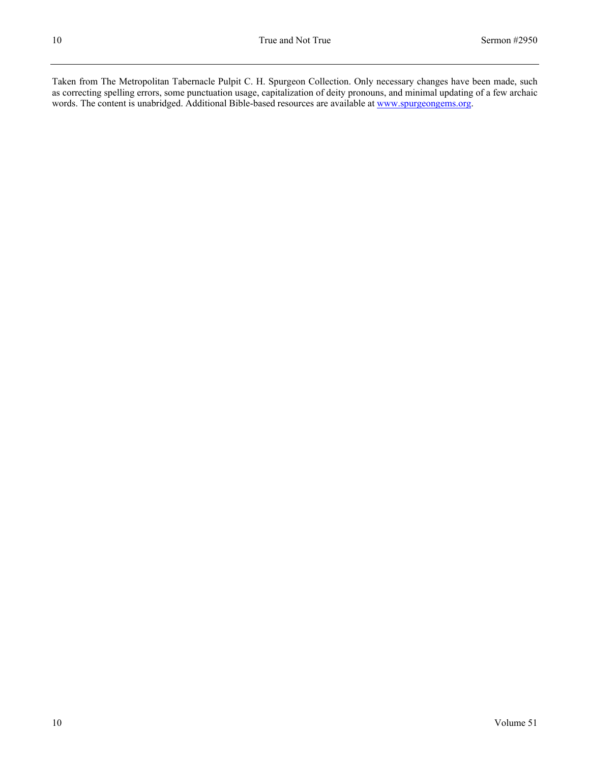Taken from The Metropolitan Tabernacle Pulpit C. H. Spurgeon Collection. Only necessary changes have been made, such as correcting spelling errors, some punctuation usage, capitalization of deity pronouns, and minimal updating of a few archaic words. The content is unabridged. Additional Bible-based resources are available at [www.spurgeongems.org](http://www.spurgeongems.org).